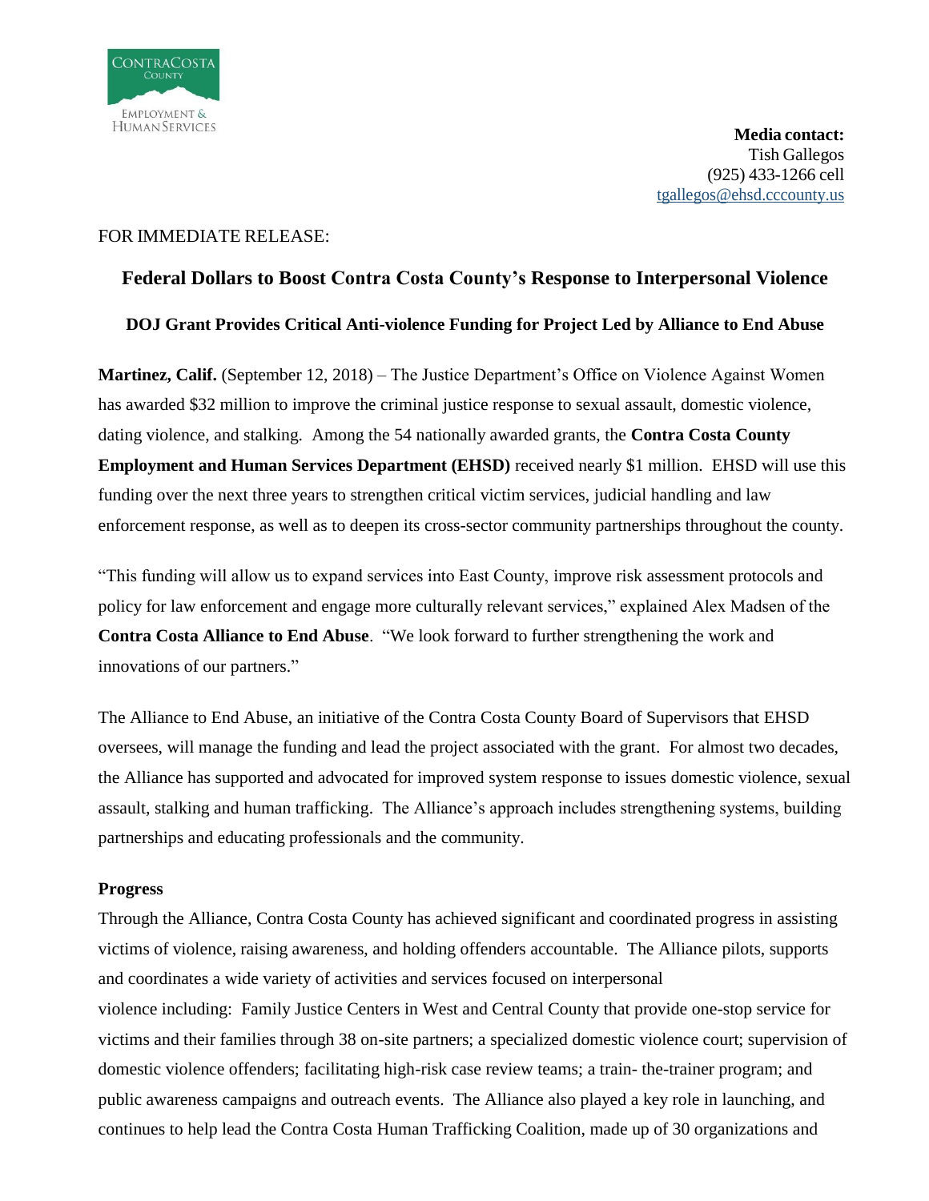**Media contact:**
Tish Gallegos
(925) 433-1266 cell
tgallegos@ehsd.cccounty.us

FOR IMMEDIATE RELEASE:

# Federal Dollars to Boost Contra Costa County's Response to Interpersonal Violence

## DOJ Grant Provides Critical Anti-violence Funding for Project Led by Alliance to End Abuse

**Martinez, Calif.** (September 12, 2018) – The Justice Department's Office on Violence Against Women has awarded $32 million to improve the criminal justice response to sexual assault, domestic violence, dating violence, and stalking. Among the 54 nationally awarded grants, the **Contra Costa County Employment and Human Services Department (EHSD)** received nearly $1 million. EHSD will use this funding over the next three years to strengthen critical victim services, judicial handling and law enforcement response, as well as to deepen its cross-sector community partnerships throughout the county.

"This funding will allow us to expand services into East County, improve risk assessment protocols and policy for law enforcement and engage more culturally relevant services," explained Alex Madsen of the **Contra Costa Alliance to End Abuse**. "We look forward to further strengthening the work and innovations of our partners."

The Alliance to End Abuse, an initiative of the Contra Costa County Board of Supervisors that EHSD oversees, will manage the funding and lead the project associated with the grant. For almost two decades, the Alliance has supported and advocated for improved system response to issues domestic violence, sexual assault, stalking and human trafficking. The Alliance's approach includes strengthening systems, building partnerships and educating professionals and the community.

**Progress**

Through the Alliance, Contra Costa County has achieved significant and coordinated progress in assisting victims of violence, raising awareness, and holding offenders accountable. The Alliance pilots, supports and coordinates a wide variety of activities and services focused on interpersonal violence including: Family Justice Centers in West and Central County that provide one-stop service for victims and their families through 38 on-site partners; a specialized domestic violence court; supervision of domestic violence offenders; facilitating high-risk case review teams; a train- the-trainer program; and public awareness campaigns and outreach events. The Alliance also played a key role in launching, and continues to help lead the Contra Costa Human Trafficking Coalition, made up of 30 organizations and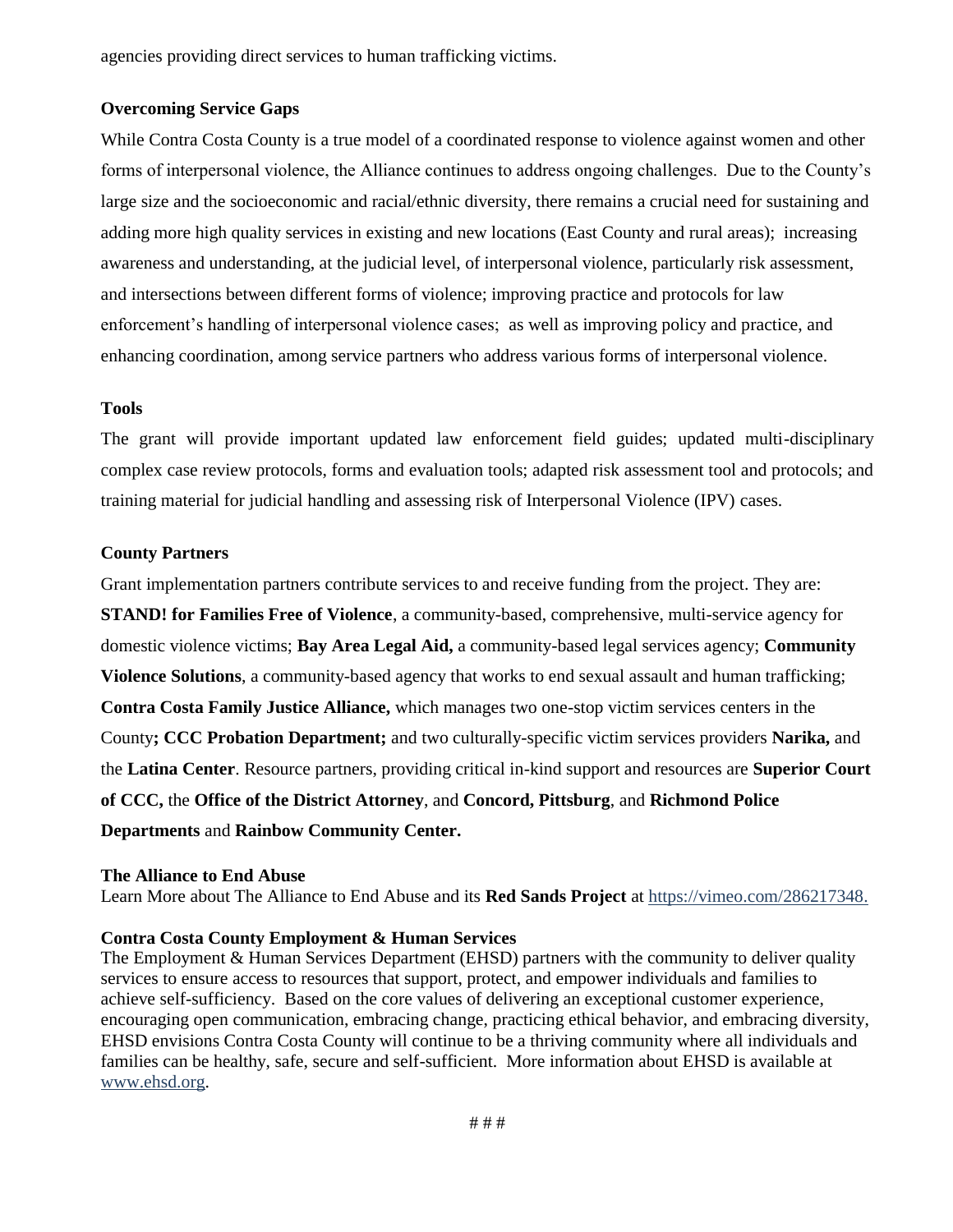agencies providing direct services to human trafficking victims.

**Overcoming Service Gaps**

While Contra Costa County is a true model of a coordinated response to violence against women and other forms of interpersonal violence, the Alliance continues to address ongoing challenges. Due to the County's large size and the socioeconomic and racial/ethnic diversity, there remains a crucial need for sustaining and adding more high quality services in existing and new locations (East County and rural areas); increasing awareness and understanding, at the judicial level, of interpersonal violence, particularly risk assessment, and intersections between different forms of violence; improving practice and protocols for law enforcement's handling of interpersonal violence cases; as well as improving policy and practice, and enhancing coordination, among service partners who address various forms of interpersonal violence.

**Tools**

The grant will provide important updated law enforcement field guides; updated multi-disciplinary complex case review protocols, forms and evaluation tools; adapted risk assessment tool and protocols; and training material for judicial handling and assessing risk of Interpersonal Violence (IPV) cases.

**County Partners**

Grant implementation partners contribute services to and receive funding from the project. They are: **STAND! for Families Free of Violence**, a community-based, comprehensive, multi-service agency for domestic violence victims; **Bay Area Legal Aid,** a community-based legal services agency; **Community Violence Solutions**, a community-based agency that works to end sexual assault and human trafficking; **Contra Costa Family Justice Alliance,** which manages two one-stop victim services centers in the County**; CCC Probation Department;** and two culturally-specific victim services providers **Narika,** and the **Latina Center**. Resource partners, providing critical in-kind support and resources are **Superior Court of CCC,** the **Office of the District Attorney**, and **Concord, Pittsburg**, and **Richmond Police Departments** and **Rainbow Community Center.**

**The Alliance to End Abuse**
Learn More about The Alliance to End Abuse and its **Red Sands Project** at https://vimeo.com/286217348.

**Contra Costa County Employment & Human Services**
The Employment & Human Services Department (EHSD) partners with the community to deliver quality services to ensure access to resources that support, protect, and empower individuals and families to achieve self-sufficiency. Based on the core values of delivering an exceptional customer experience, encouraging open communication, embracing change, practicing ethical behavior, and embracing diversity, EHSD envisions Contra Costa County will continue to be a thriving community where all individuals and families can be healthy, safe, secure and self-sufficient. More information about EHSD is available at www.ehsd.org.

# # #